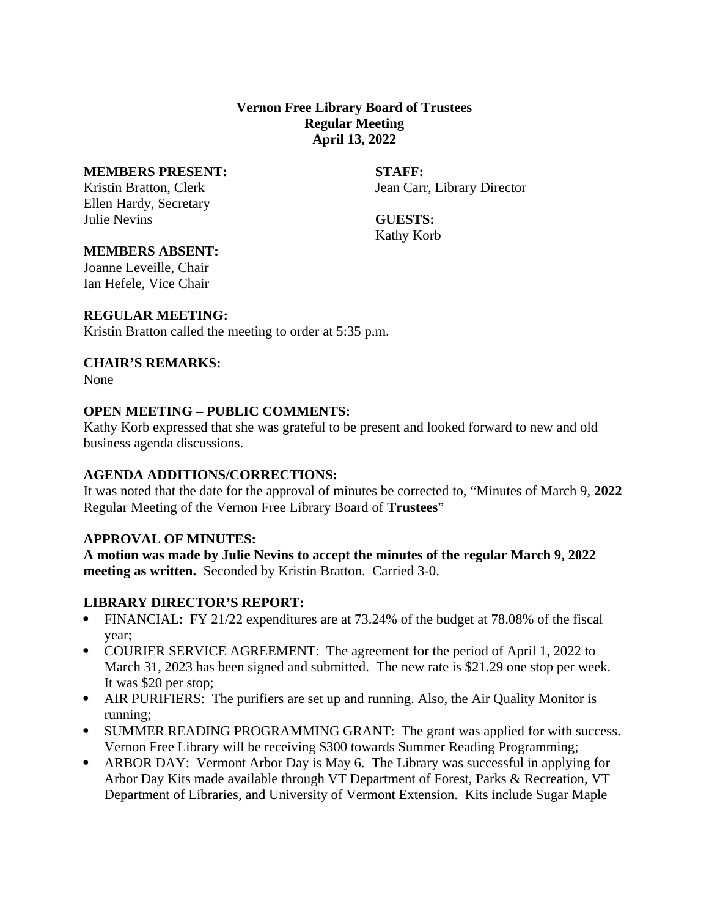**Vernon Free Library Board of Trustees**
**Regular Meeting**
**April 13, 2022**

**MEMBERS PRESENT:**
Kristin Bratton, Clerk
Ellen Hardy, Secretary
Julie Nevins

**STAFF:**
Jean Carr, Library Director

**GUESTS:**
Kathy Korb

**MEMBERS ABSENT:**
Joanne Leveille, Chair
Ian Hefele, Vice Chair

**REGULAR MEETING:**
Kristin Bratton called the meeting to order at 5:35 p.m.

**CHAIR'S REMARKS:**
None

**OPEN MEETING – PUBLIC COMMENTS:**
Kathy Korb expressed that she was grateful to be present and looked forward to new and old business agenda discussions.

**AGENDA ADDITIONS/CORRECTIONS:**
It was noted that the date for the approval of minutes be corrected to, "Minutes of March 9, **2022** Regular Meeting of the Vernon Free Library Board of **Trustees**"

**APPROVAL OF MINUTES:**
**A motion was made by Julie Nevins to accept the minutes of the regular March 9, 2022 meeting as written.** Seconded by Kristin Bratton. Carried 3-0.

**LIBRARY DIRECTOR'S REPORT:**

- FINANCIAL: FY 21/22 expenditures are at 73.24% of the budget at 78.08% of the fiscal year;
- COURIER SERVICE AGREEMENT: The agreement for the period of April 1, 2022 to March 31, 2023 has been signed and submitted. The new rate is $21.29 one stop per week. It was $20 per stop;
- AIR PURIFIERS: The purifiers are set up and running. Also, the Air Quality Monitor is running;
- SUMMER READING PROGRAMMING GRANT: The grant was applied for with success. Vernon Free Library will be receiving $300 towards Summer Reading Programming;
- ARBOR DAY: Vermont Arbor Day is May 6. The Library was successful in applying for Arbor Day Kits made available through VT Department of Forest, Parks & Recreation, VT Department of Libraries, and University of Vermont Extension. Kits include Sugar Maple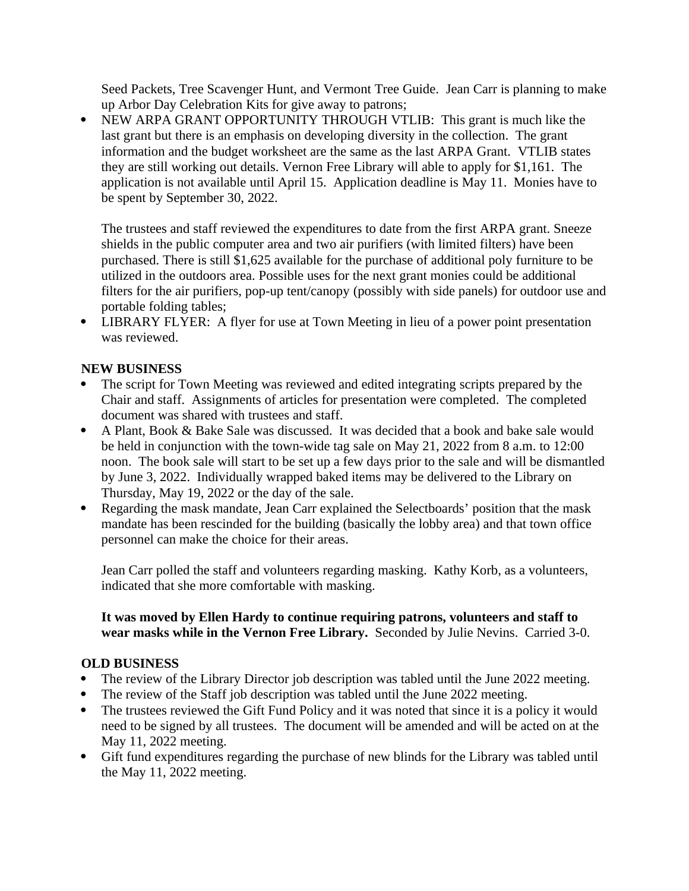Seed Packets, Tree Scavenger Hunt, and Vermont Tree Guide. Jean Carr is planning to make up Arbor Day Celebration Kits for give away to patrons;

- NEW ARPA GRANT OPPORTUNITY THROUGH VTLIB: This grant is much like the last grant but there is an emphasis on developing diversity in the collection. The grant information and the budget worksheet are the same as the last ARPA Grant. VTLIB states they are still working out details. Vernon Free Library will able to apply for $1,161. The application is not available until April 15. Application deadline is May 11. Monies have to be spent by September 30, 2022.

  The trustees and staff reviewed the expenditures to date from the first ARPA grant. Sneeze shields in the public computer area and two air purifiers (with limited filters) have been purchased. There is still $1,625 available for the purchase of additional poly furniture to be utilized in the outdoors area. Possible uses for the next grant monies could be additional filters for the air purifiers, pop-up tent/canopy (possibly with side panels) for outdoor use and portable folding tables;
- LIBRARY FLYER: A flyer for use at Town Meeting in lieu of a power point presentation was reviewed.

**NEW BUSINESS**

- The script for Town Meeting was reviewed and edited integrating scripts prepared by the Chair and staff. Assignments of articles for presentation were completed. The completed document was shared with trustees and staff.
- A Plant, Book & Bake Sale was discussed. It was decided that a book and bake sale would be held in conjunction with the town-wide tag sale on May 21, 2022 from 8 a.m. to 12:00 noon. The book sale will start to be set up a few days prior to the sale and will be dismantled by June 3, 2022. Individually wrapped baked items may be delivered to the Library on Thursday, May 19, 2022 or the day of the sale.
- Regarding the mask mandate, Jean Carr explained the Selectboards' position that the mask mandate has been rescinded for the building (basically the lobby area) and that town office personnel can make the choice for their areas.

  Jean Carr polled the staff and volunteers regarding masking. Kathy Korb, as a volunteers, indicated that she more comfortable with masking.

  **It was moved by Ellen Hardy to continue requiring patrons, volunteers and staff to wear masks while in the Vernon Free Library.** Seconded by Julie Nevins. Carried 3-0.

**OLD BUSINESS**

- The review of the Library Director job description was tabled until the June 2022 meeting.
- The review of the Staff job description was tabled until the June 2022 meeting.
- The trustees reviewed the Gift Fund Policy and it was noted that since it is a policy it would need to be signed by all trustees. The document will be amended and will be acted on at the May 11, 2022 meeting.
- Gift fund expenditures regarding the purchase of new blinds for the Library was tabled until the May 11, 2022 meeting.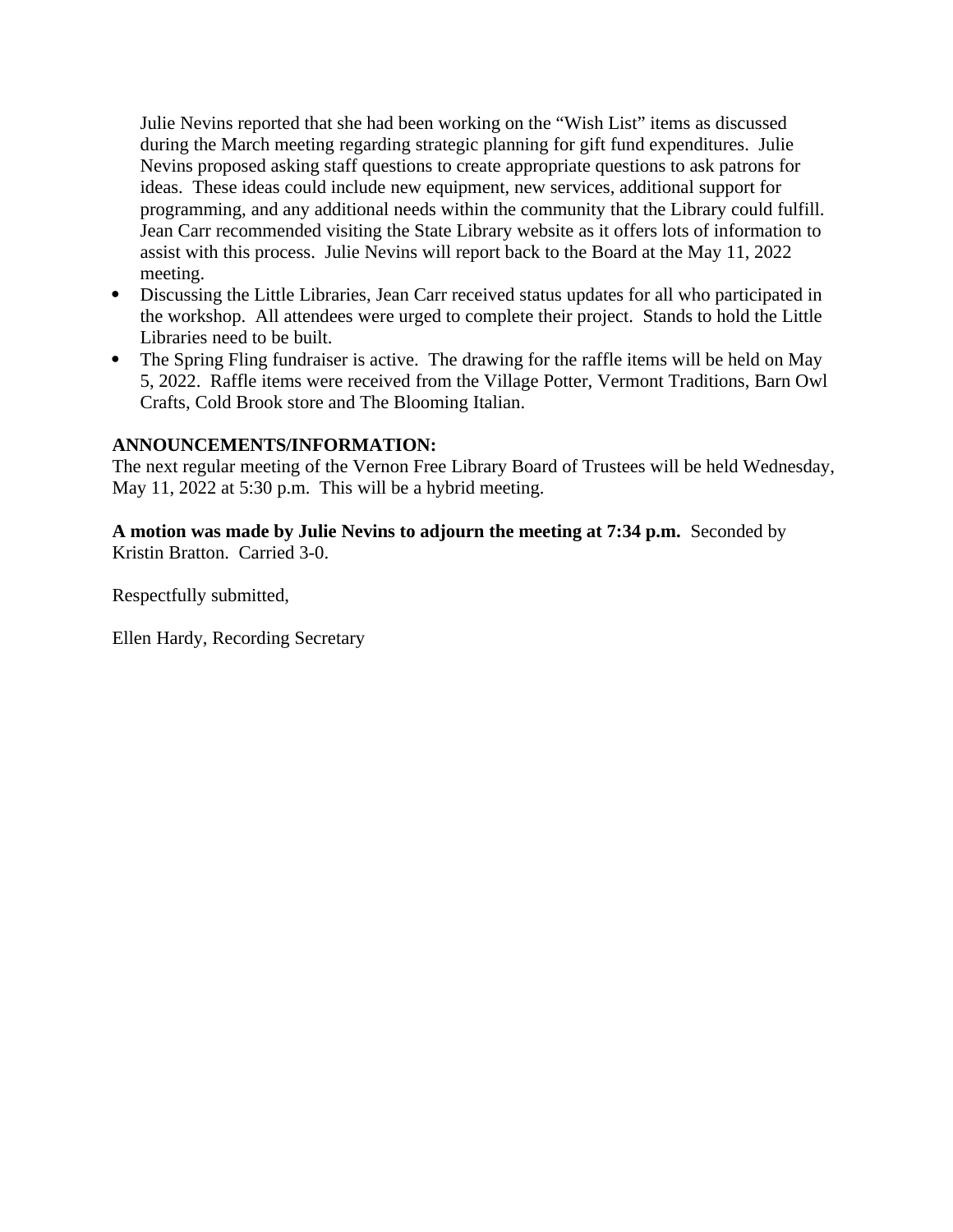Julie Nevins reported that she had been working on the "Wish List" items as discussed during the March meeting regarding strategic planning for gift fund expenditures. Julie Nevins proposed asking staff questions to create appropriate questions to ask patrons for ideas. These ideas could include new equipment, new services, additional support for programming, and any additional needs within the community that the Library could fulfill. Jean Carr recommended visiting the State Library website as it offers lots of information to assist with this process. Julie Nevins will report back to the Board at the May 11, 2022 meeting.

- Discussing the Little Libraries, Jean Carr received status updates for all who participated in the workshop. All attendees were urged to complete their project. Stands to hold the Little Libraries need to be built.
- The Spring Fling fundraiser is active. The drawing for the raffle items will be held on May 5, 2022. Raffle items were received from the Village Potter, Vermont Traditions, Barn Owl Crafts, Cold Brook store and The Blooming Italian.

**ANNOUNCEMENTS/INFORMATION:**
The next regular meeting of the Vernon Free Library Board of Trustees will be held Wednesday, May 11, 2022 at 5:30 p.m. This will be a hybrid meeting.

**A motion was made by Julie Nevins to adjourn the meeting at 7:34 p.m.** Seconded by Kristin Bratton. Carried 3-0.

Respectfully submitted,

Ellen Hardy, Recording Secretary